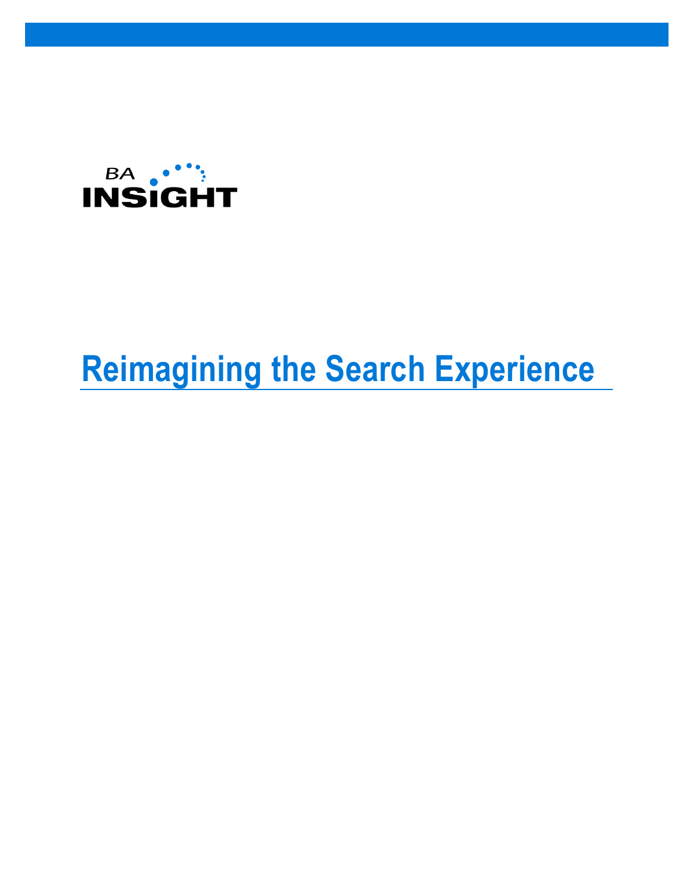BA INSIGHT

# Reimagining the Search Experience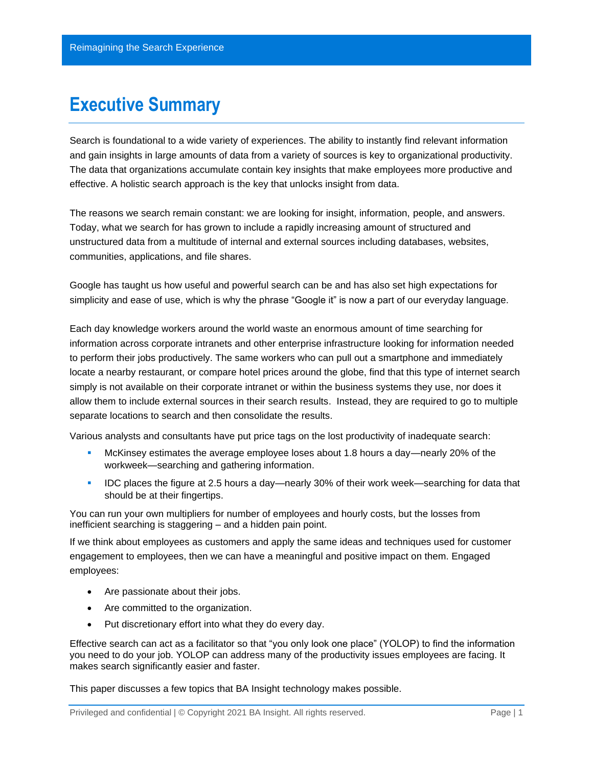# Executive Summary

Search is foundational to a wide variety of experiences. The ability to instantly find relevant information and gain insights in large amounts of data from a variety of sources is key to organizational productivity. The data that organizations accumulate contain key insights that make employees more productive and effective. A holistic search approach is the key that unlocks insight from data.

The reasons we search remain constant: we are looking for insight, information, people, and answers. Today, what we search for has grown to include a rapidly increasing amount of structured and unstructured data from a multitude of internal and external sources including databases, websites, communities, applications, and file shares.

Google has taught us how useful and powerful search can be and has also set high expectations for simplicity and ease of use, which is why the phrase "Google it" is now a part of our everyday language.

Each day knowledge workers around the world waste an enormous amount of time searching for information across corporate intranets and other enterprise infrastructure looking for information needed to perform their jobs productively. The same workers who can pull out a smartphone and immediately locate a nearby restaurant, or compare hotel prices around the globe, find that this type of internet search simply is not available on their corporate intranet or within the business systems they use, nor does it allow them to include external sources in their search results. Instead, they are required to go to multiple separate locations to search and then consolidate the results.

Various analysts and consultants have put price tags on the lost productivity of inadequate search:

- McKinsey estimates the average employee loses about 1.8 hours a day—nearly 20% of the workweek—searching and gathering information.
- IDC places the figure at 2.5 hours a day—nearly 30% of their work week—searching for data that should be at their fingertips.

You can run your own multipliers for number of employees and hourly costs, but the losses from inefficient searching is staggering – and a hidden pain point.

If we think about employees as customers and apply the same ideas and techniques used for customer engagement to employees, then we can have a meaningful and positive impact on them. Engaged employees:

- Are passionate about their jobs.
- Are committed to the organization.
- Put discretionary effort into what they do every day.

Effective search can act as a facilitator so that "you only look one place" (YOLOP) to find the information you need to do your job. YOLOP can address many of the productivity issues employees are facing. It makes search significantly easier and faster.

This paper discusses a few topics that BA Insight technology makes possible.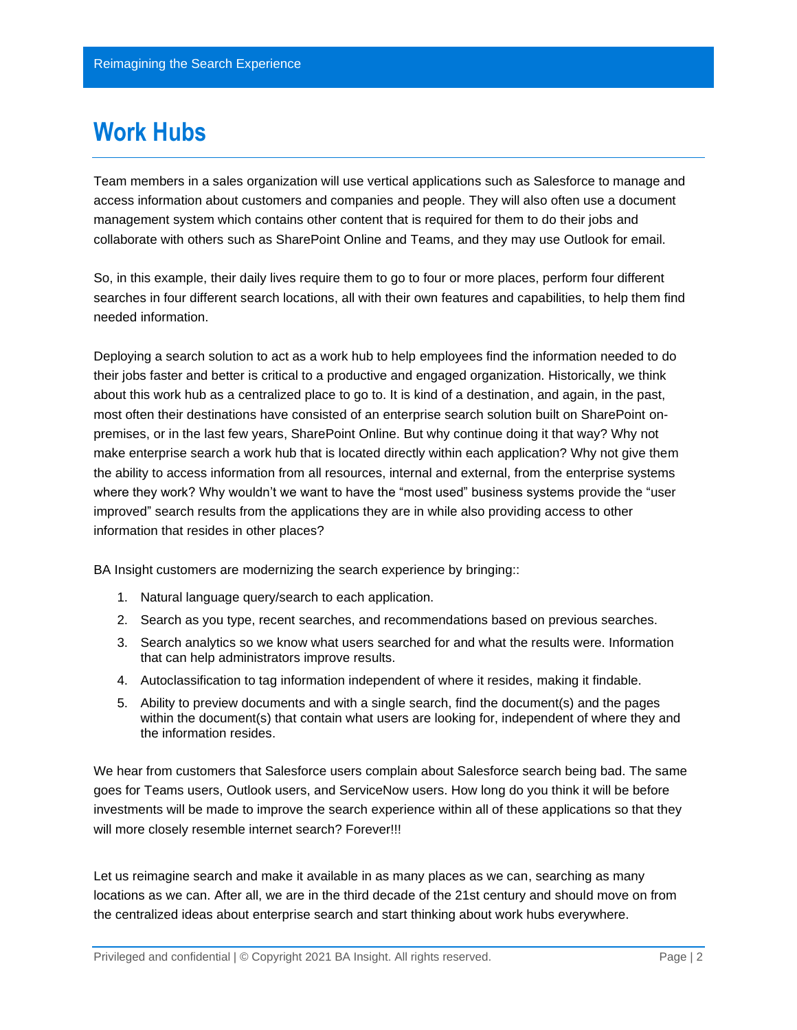# Work Hubs

Team members in a sales organization will use vertical applications such as Salesforce to manage and access information about customers and companies and people. They will also often use a document management system which contains other content that is required for them to do their jobs and collaborate with others such as SharePoint Online and Teams, and they may use Outlook for email.

So, in this example, their daily lives require them to go to four or more places, perform four different searches in four different search locations, all with their own features and capabilities, to help them find needed information.

Deploying a search solution to act as a work hub to help employees find the information needed to do their jobs faster and better is critical to a productive and engaged organization. Historically, we think about this work hub as a centralized place to go to. It is kind of a destination, and again, in the past, most often their destinations have consisted of an enterprise search solution built on SharePoint on-premises, or in the last few years, SharePoint Online. But why continue doing it that way? Why not make enterprise search a work hub that is located directly within each application? Why not give them the ability to access information from all resources, internal and external, from the enterprise systems where they work? Why wouldn't we want to have the "most used" business systems provide the "user improved" search results from the applications they are in while also providing access to other information that resides in other places?

BA Insight customers are modernizing the search experience by bringing::

1. Natural language query/search to each application.
2. Search as you type, recent searches, and recommendations based on previous searches.
3. Search analytics so we know what users searched for and what the results were. Information that can help administrators improve results.
4. Autoclassification to tag information independent of where it resides, making it findable.
5. Ability to preview documents and with a single search, find the document(s) and the pages within the document(s) that contain what users are looking for, independent of where they and the information resides.

We hear from customers that Salesforce users complain about Salesforce search being bad. The same goes for Teams users, Outlook users, and ServiceNow users. How long do you think it will be before investments will be made to improve the search experience within all of these applications so that they will more closely resemble internet search? Forever!!!

Let us reimagine search and make it available in as many places as we can, searching as many locations as we can. After all, we are in the third decade of the 21st century and should move on from the centralized ideas about enterprise search and start thinking about work hubs everywhere.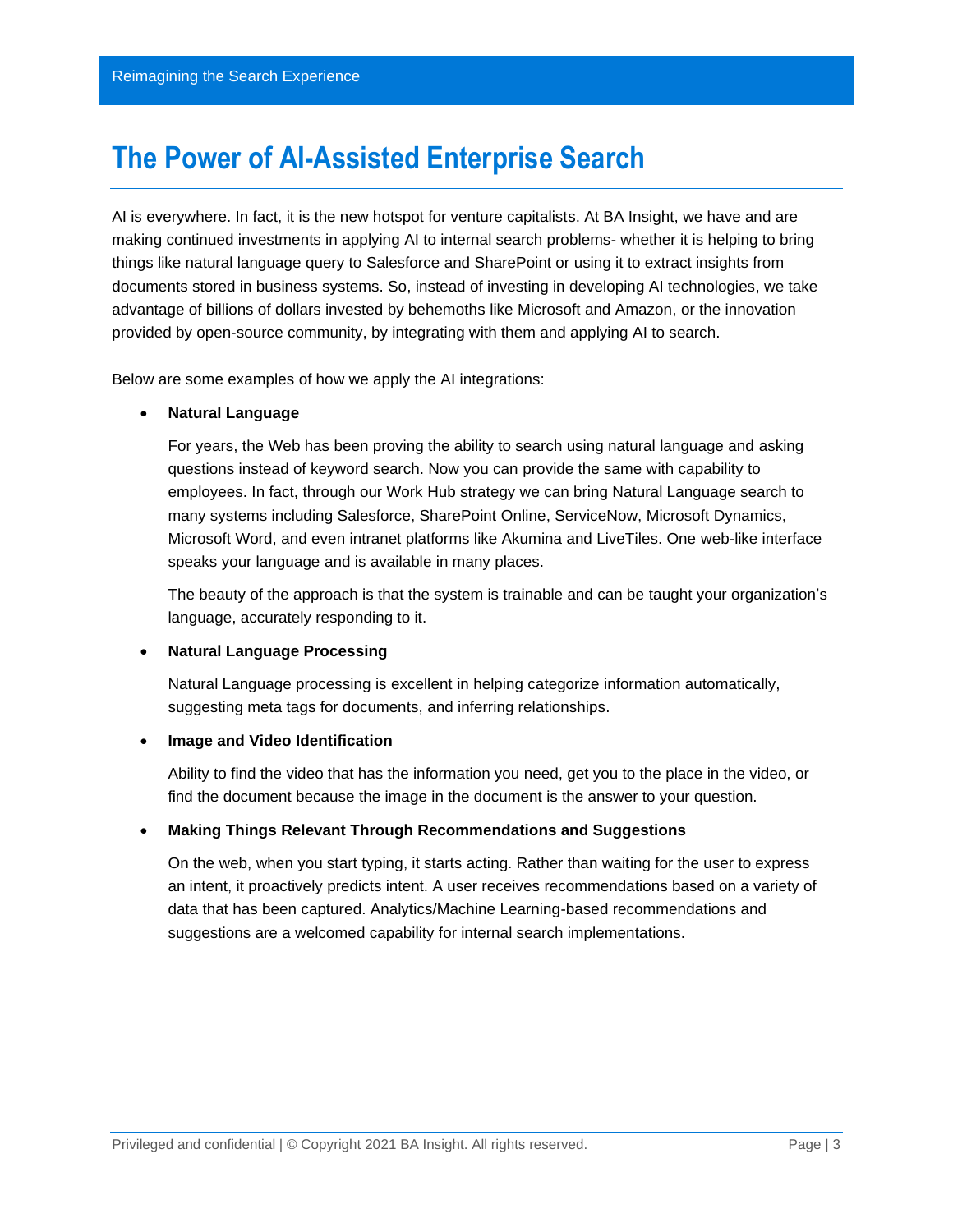# The Power of AI-Assisted Enterprise Search

AI is everywhere. In fact, it is the new hotspot for venture capitalists. At BA Insight, we have and are making continued investments in applying AI to internal search problems- whether it is helping to bring things like natural language query to Salesforce and SharePoint or using it to extract insights from documents stored in business systems. So, instead of investing in developing AI technologies, we take advantage of billions of dollars invested by behemoths like Microsoft and Amazon, or the innovation provided by open-source community, by integrating with them and applying AI to search.

Below are some examples of how we apply the AI integrations:

- **Natural Language**

  For years, the Web has been proving the ability to search using natural language and asking questions instead of keyword search. Now you can provide the same with capability to employees. In fact, through our Work Hub strategy we can bring Natural Language search to many systems including Salesforce, SharePoint Online, ServiceNow, Microsoft Dynamics, Microsoft Word, and even intranet platforms like Akumina and LiveTiles. One web-like interface speaks your language and is available in many places.

  The beauty of the approach is that the system is trainable and can be taught your organization's language, accurately responding to it.

- **Natural Language Processing**

  Natural Language processing is excellent in helping categorize information automatically, suggesting meta tags for documents, and inferring relationships.

- **Image and Video Identification**

  Ability to find the video that has the information you need, get you to the place in the video, or find the document because the image in the document is the answer to your question.

- **Making Things Relevant Through Recommendations and Suggestions**

  On the web, when you start typing, it starts acting. Rather than waiting for the user to express an intent, it proactively predicts intent. A user receives recommendations based on a variety of data that has been captured. Analytics/Machine Learning-based recommendations and suggestions are a welcomed capability for internal search implementations.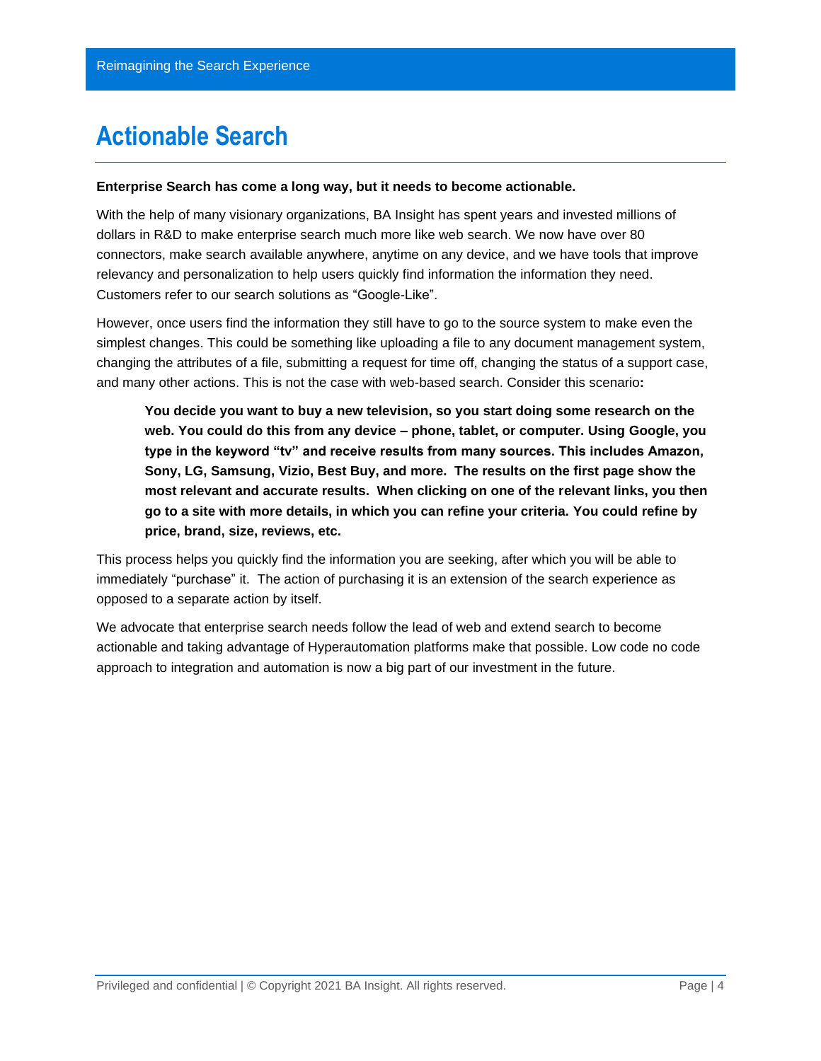# Actionable Search

**Enterprise Search has come a long way, but it needs to become actionable.**

With the help of many visionary organizations, BA Insight has spent years and invested millions of dollars in R&D to make enterprise search much more like web search. We now have over 80 connectors, make search available anywhere, anytime on any device, and we have tools that improve relevancy and personalization to help users quickly find information the information they need. Customers refer to our search solutions as "Google-Like".

However, once users find the information they still have to go to the source system to make even the simplest changes. This could be something like uploading a file to any document management system, changing the attributes of a file, submitting a request for time off, changing the status of a support case, and many other actions. This is not the case with web-based search. Consider this scenario**:**

> **You decide you want to buy a new television, so you start doing some research on the web. You could do this from any device – phone, tablet, or computer. Using Google, you type in the keyword "tv" and receive results from many sources. This includes Amazon, Sony, LG, Samsung, Vizio, Best Buy, and more. The results on the first page show the most relevant and accurate results. When clicking on one of the relevant links, you then go to a site with more details, in which you can refine your criteria. You could refine by price, brand, size, reviews, etc.**

This process helps you quickly find the information you are seeking, after which you will be able to immediately "purchase" it. The action of purchasing it is an extension of the search experience as opposed to a separate action by itself.

We advocate that enterprise search needs follow the lead of web and extend search to become actionable and taking advantage of Hyperautomation platforms make that possible. Low code no code approach to integration and automation is now a big part of our investment in the future.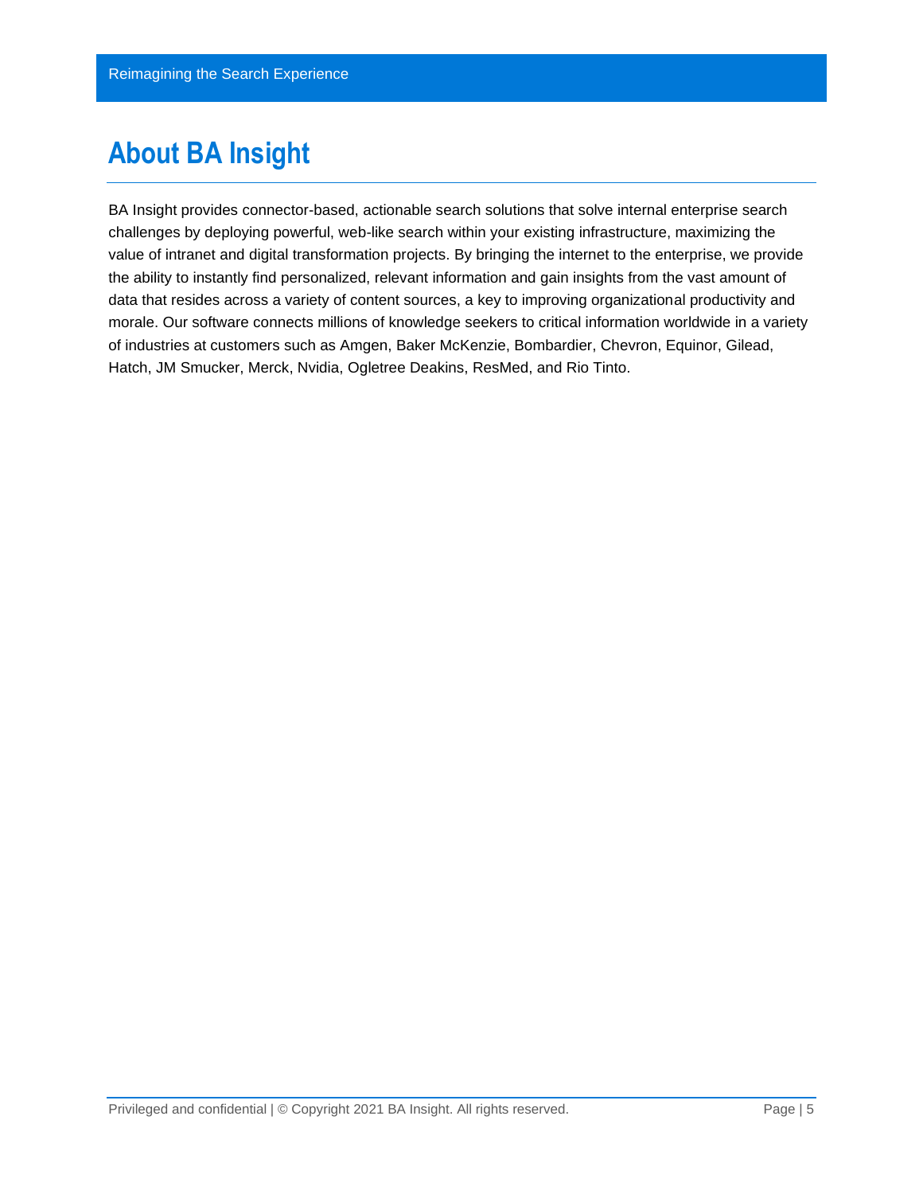# About BA Insight

BA Insight provides connector-based, actionable search solutions that solve internal enterprise search challenges by deploying powerful, web-like search within your existing infrastructure, maximizing the value of intranet and digital transformation projects. By bringing the internet to the enterprise, we provide the ability to instantly find personalized, relevant information and gain insights from the vast amount of data that resides across a variety of content sources, a key to improving organizational productivity and morale. Our software connects millions of knowledge seekers to critical information worldwide in a variety of industries at customers such as Amgen, Baker McKenzie, Bombardier, Chevron, Equinor, Gilead, Hatch, JM Smucker, Merck, Nvidia, Ogletree Deakins, ResMed, and Rio Tinto.